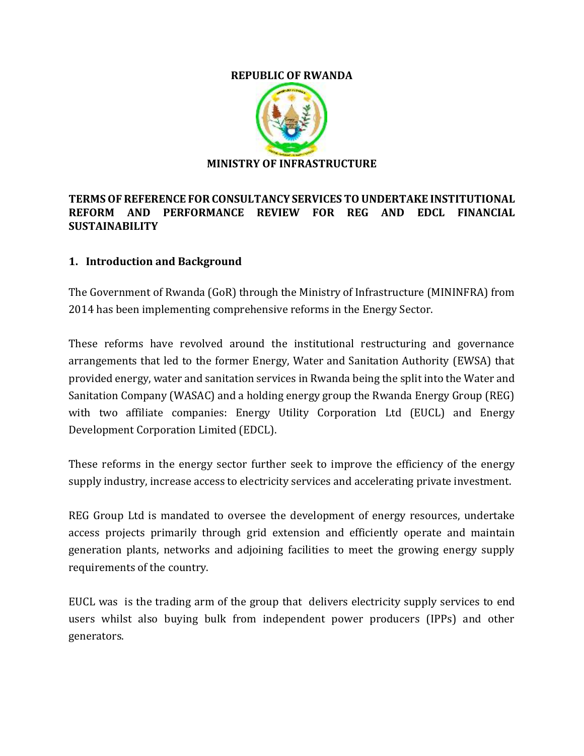**REPUBLIC OF RWANDA**

**MINISTRY OF INFRASTRUCTURE**

**TERMS OF REFERENCE FOR CONSULTANCY SERVICES TO UNDERTAKE INSTITUTIONAL REFORM AND PERFORMANCE REVIEW FOR REG AND EDCL FINANCIAL SUSTAINABILITY**

## 1. Introduction and Background

The Government of Rwanda (GoR) through the Ministry of Infrastructure (MININFRA) from 2014 has been implementing comprehensive reforms in the Energy Sector.

These reforms have revolved around the institutional restructuring and governance arrangements that led to the former Energy, Water and Sanitation Authority (EWSA) that provided energy, water and sanitation services in Rwanda being the split into the Water and Sanitation Company (WASAC) and a holding energy group the Rwanda Energy Group (REG) with two affiliate companies: Energy Utility Corporation Ltd (EUCL) and Energy Development Corporation Limited (EDCL).

These reforms in the energy sector further seek to improve the efficiency of the energy supply industry, increase access to electricity services and accelerating private investment.

REG Group Ltd is mandated to oversee the development of energy resources, undertake access projects primarily through grid extension and efficiently operate and maintain generation plants, networks and adjoining facilities to meet the growing energy supply requirements of the country.

EUCL was is the trading arm of the group that delivers electricity supply services to end users whilst also buying bulk from independent power producers (IPPs) and other generators.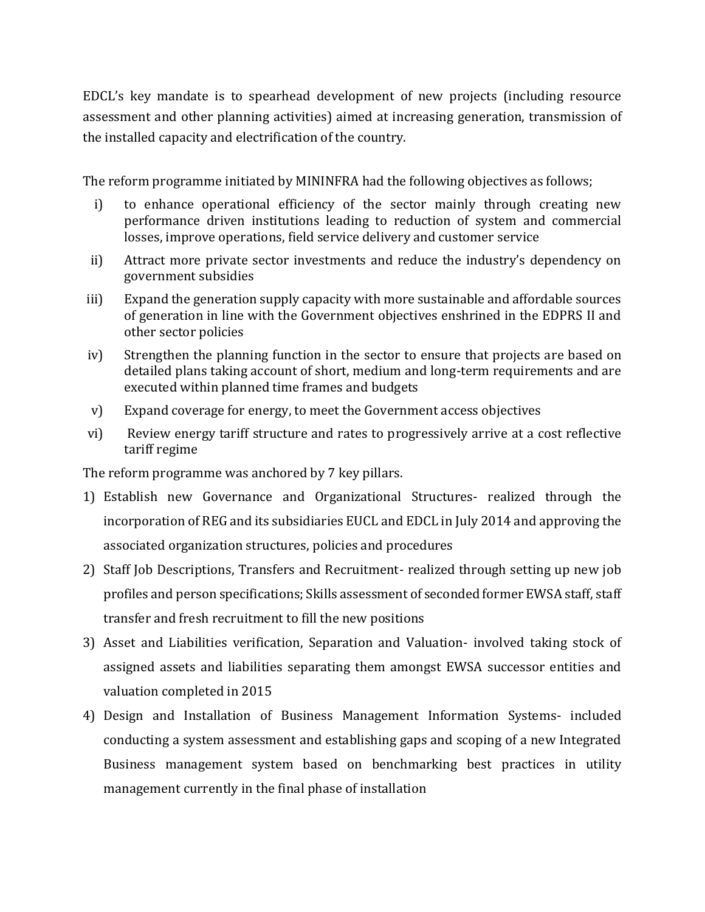EDCL's key mandate is to spearhead development of new projects (including resource assessment and other planning activities) aimed at increasing generation, transmission of the installed capacity and electrification of the country.

The reform programme initiated by MININFRA had the following objectives as follows;

i) to enhance operational efficiency of the sector mainly through creating new performance driven institutions leading to reduction of system and commercial losses, improve operations, field service delivery and customer service
ii) Attract more private sector investments and reduce the industry's dependency on government subsidies
iii) Expand the generation supply capacity with more sustainable and affordable sources of generation in line with the Government objectives enshrined in the EDPRS II and other sector policies
iv) Strengthen the planning function in the sector to ensure that projects are based on detailed plans taking account of short, medium and long-term requirements and are executed within planned time frames and budgets
v) Expand coverage for energy, to meet the Government access objectives
vi) Review energy tariff structure and rates to progressively arrive at a cost reflective tariff regime

The reform programme was anchored by 7 key pillars.

1) Establish new Governance and Organizational Structures- realized through the incorporation of REG and its subsidiaries EUCL and EDCL in July 2014 and approving the associated organization structures, policies and procedures
2) Staff Job Descriptions, Transfers and Recruitment- realized through setting up new job profiles and person specifications; Skills assessment of seconded former EWSA staff, staff transfer and fresh recruitment to fill the new positions
3) Asset and Liabilities verification, Separation and Valuation- involved taking stock of assigned assets and liabilities separating them amongst EWSA successor entities and valuation completed in 2015
4) Design and Installation of Business Management Information Systems- included conducting a system assessment and establishing gaps and scoping of a new Integrated Business management system based on benchmarking best practices in utility management currently in the final phase of installation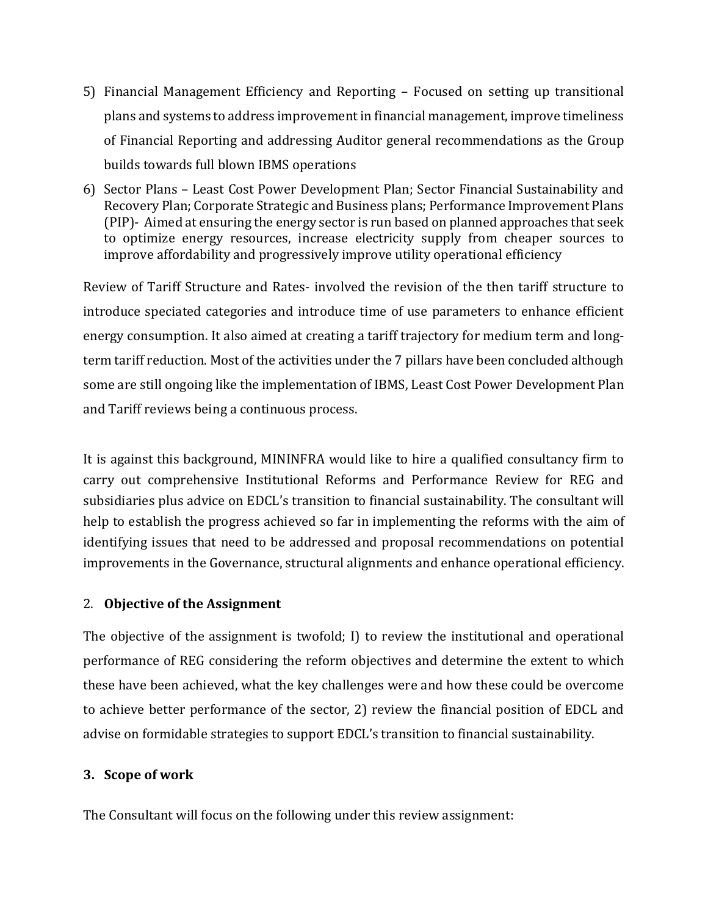5) Financial Management Efficiency and Reporting – Focused on setting up transitional plans and systems to address improvement in financial management, improve timeliness of Financial Reporting and addressing Auditor general recommendations as the Group builds towards full blown IBMS operations
6) Sector Plans – Least Cost Power Development Plan; Sector Financial Sustainability and Recovery Plan; Corporate Strategic and Business plans; Performance Improvement Plans (PIP)- Aimed at ensuring the energy sector is run based on planned approaches that seek to optimize energy resources, increase electricity supply from cheaper sources to improve affordability and progressively improve utility operational efficiency

Review of Tariff Structure and Rates- involved the revision of the then tariff structure to introduce speciated categories and introduce time of use parameters to enhance efficient energy consumption. It also aimed at creating a tariff trajectory for medium term and long-term tariff reduction. Most of the activities under the 7 pillars have been concluded although some are still ongoing like the implementation of IBMS, Least Cost Power Development Plan and Tariff reviews being a continuous process.

It is against this background, MININFRA would like to hire a qualified consultancy firm to carry out comprehensive Institutional Reforms and Performance Review for REG and subsidiaries plus advice on EDCL's transition to financial sustainability. The consultant will help to establish the progress achieved so far in implementing the reforms with the aim of identifying issues that need to be addressed and proposal recommendations on potential improvements in the Governance, structural alignments and enhance operational efficiency.

## 2. **Objective of the Assignment**

The objective of the assignment is twofold; I) to review the institutional and operational performance of REG considering the reform objectives and determine the extent to which these have been achieved, what the key challenges were and how these could be overcome to achieve better performance of the sector, 2) review the financial position of EDCL and advise on formidable strategies to support EDCL's transition to financial sustainability.

## **3. Scope of work**

The Consultant will focus on the following under this review assignment: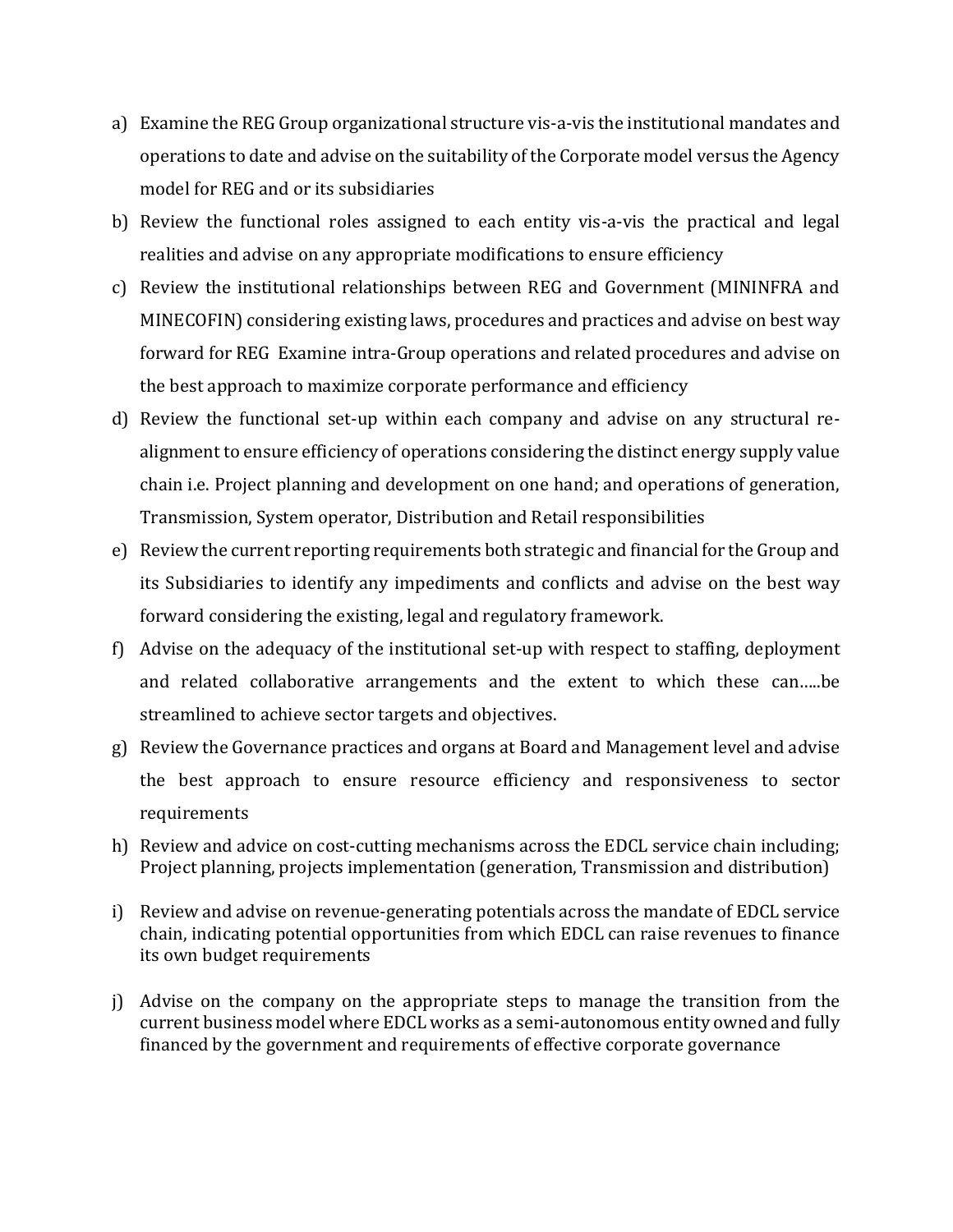a) Examine the REG Group organizational structure vis-a-vis the institutional mandates and operations to date and advise on the suitability of the Corporate model versus the Agency model for REG and or its subsidiaries
b) Review the functional roles assigned to each entity vis-a-vis the practical and legal realities and advise on any appropriate modifications to ensure efficiency
c) Review the institutional relationships between REG and Government (MININFRA and MINECOFIN) considering existing laws, procedures and practices and advise on best way forward for REG Examine intra-Group operations and related procedures and advise on the best approach to maximize corporate performance and efficiency
d) Review the functional set-up within each company and advise on any structural re-alignment to ensure efficiency of operations considering the distinct energy supply value chain i.e. Project planning and development on one hand; and operations of generation, Transmission, System operator, Distribution and Retail responsibilities
e) Review the current reporting requirements both strategic and financial for the Group and its Subsidiaries to identify any impediments and conflicts and advise on the best way forward considering the existing, legal and regulatory framework.
f) Advise on the adequacy of the institutional set-up with respect to staffing, deployment and related collaborative arrangements and the extent to which these can…..be streamlined to achieve sector targets and objectives.
g) Review the Governance practices and organs at Board and Management level and advise the best approach to ensure resource efficiency and responsiveness to sector requirements
h) Review and advice on cost-cutting mechanisms across the EDCL service chain including; Project planning, projects implementation (generation, Transmission and distribution)
i) Review and advise on revenue-generating potentials across the mandate of EDCL service chain, indicating potential opportunities from which EDCL can raise revenues to finance its own budget requirements
j) Advise on the company on the appropriate steps to manage the transition from the current business model where EDCL works as a semi-autonomous entity owned and fully financed by the government and requirements of effective corporate governance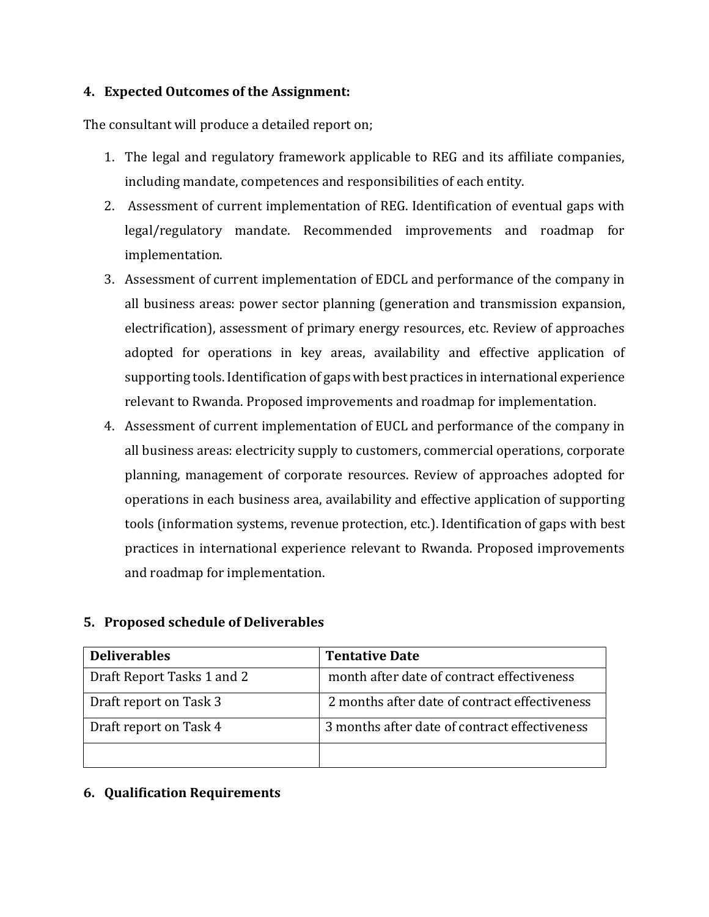## 4. Expected Outcomes of the Assignment:

The consultant will produce a detailed report on;

1. The legal and regulatory framework applicable to REG and its affiliate companies, including mandate, competences and responsibilities of each entity.
2. Assessment of current implementation of REG. Identification of eventual gaps with legal/regulatory mandate. Recommended improvements and roadmap for implementation.
3. Assessment of current implementation of EDCL and performance of the company in all business areas: power sector planning (generation and transmission expansion, electrification), assessment of primary energy resources, etc. Review of approaches adopted for operations in key areas, availability and effective application of supporting tools. Identification of gaps with best practices in international experience relevant to Rwanda. Proposed improvements and roadmap for implementation.
4. Assessment of current implementation of EUCL and performance of the company in all business areas: electricity supply to customers, commercial operations, corporate planning, management of corporate resources. Review of approaches adopted for operations in each business area, availability and effective application of supporting tools (information systems, revenue protection, etc.). Identification of gaps with best practices in international experience relevant to Rwanda. Proposed improvements and roadmap for implementation.

## 5. Proposed schedule of Deliverables

| Deliverables | Tentative Date |
|---|---|
| Draft Report Tasks 1 and 2 | month after date of contract effectiveness |
| Draft report on Task 3 | 2 months after date of contract effectiveness |
| Draft report on Task 4 | 3 months after date of contract effectiveness |
| | |

## 6. Qualification Requirements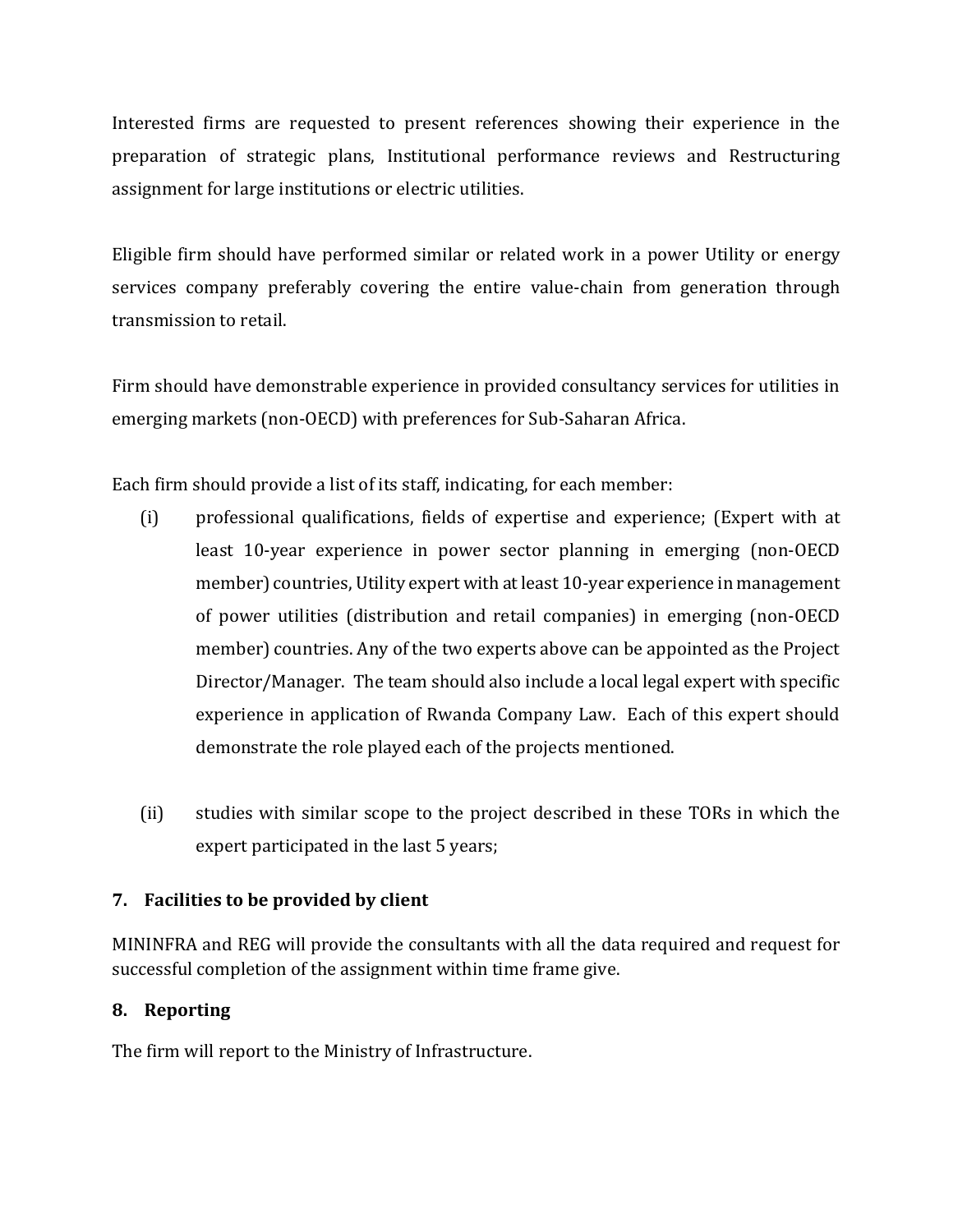Interested firms are requested to present references showing their experience in the preparation of strategic plans, Institutional performance reviews and Restructuring assignment for large institutions or electric utilities.

Eligible firm should have performed similar or related work in a power Utility or energy services company preferably covering the entire value-chain from generation through transmission to retail.

Firm should have demonstrable experience in provided consultancy services for utilities in emerging markets (non-OECD) with preferences for Sub-Saharan Africa.

Each firm should provide a list of its staff, indicating, for each member:

(i) professional qualifications, fields of expertise and experience; (Expert with at least 10-year experience in power sector planning in emerging (non-OECD member) countries, Utility expert with at least 10-year experience in management of power utilities (distribution and retail companies) in emerging (non-OECD member) countries. Any of the two experts above can be appointed as the Project Director/Manager. The team should also include a local legal expert with specific experience in application of Rwanda Company Law. Each of this expert should demonstrate the role played each of the projects mentioned.

(ii) studies with similar scope to the project described in these TORs in which the expert participated in the last 5 years;

## 7. Facilities to be provided by client

MININFRA and REG will provide the consultants with all the data required and request for successful completion of the assignment within time frame give.

## 8. Reporting

The firm will report to the Ministry of Infrastructure.